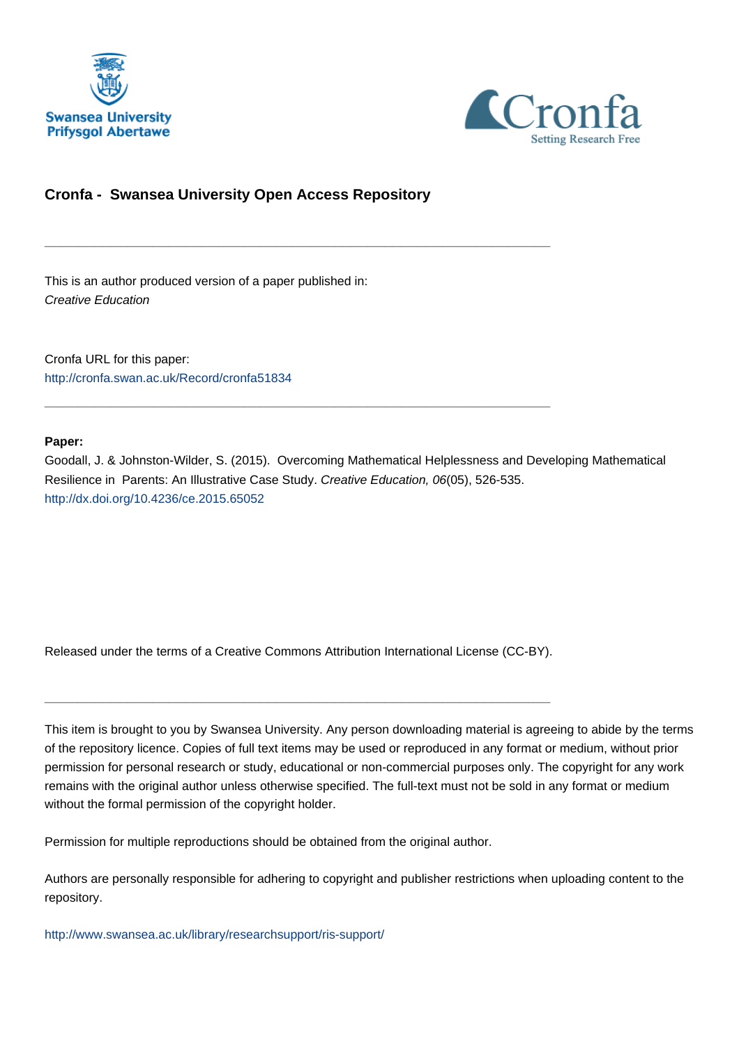**Cronfa - Swansea University Open Access Repository**

---

This is an author produced version of a paper published in:
*Creative Education*

Cronfa URL for this paper:
http://cronfa.swan.ac.uk/Record/cronfa51834

---

**Paper:**
Goodall, J. & Johnston-Wilder, S. (2015). Overcoming Mathematical Helplessness and Developing Mathematical Resilience in Parents: An Illustrative Case Study. *Creative Education, 06*(05), 526-535.
http://dx.doi.org/10.4236/ce.2015.65052

Released under the terms of a Creative Commons Attribution International License (CC-BY).

---

This item is brought to you by Swansea University. Any person downloading material is agreeing to abide by the terms of the repository licence. Copies of full text items may be used or reproduced in any format or medium, without prior permission for personal research or study, educational or non-commercial purposes only. The copyright for any work remains with the original author unless otherwise specified. The full-text must not be sold in any format or medium without the formal permission of the copyright holder.

Permission for multiple reproductions should be obtained from the original author.

Authors are personally responsible for adhering to copyright and publisher restrictions when uploading content to the repository.

http://www.swansea.ac.uk/library/researchsupport/ris-support/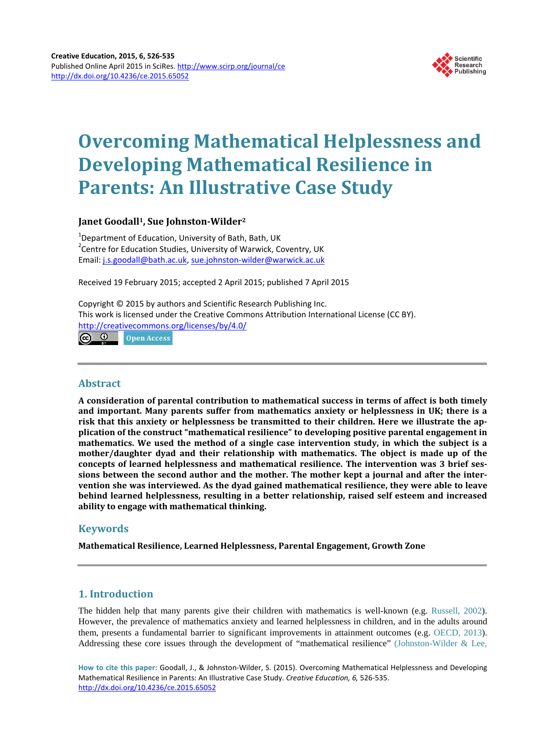# Overcoming Mathematical Helplessness and Developing Mathematical Resilience in Parents: An Illustrative Case Study

**Janet Goodall[1], Sue Johnston-Wilder[2]**

[1]Department of Education, University of Bath, Bath, UK
[2]Centre for Education Studies, University of Warwick, Coventry, UK
Email: j.s.goodall@bath.ac.uk, sue.johnston-wilder@warwick.ac.uk

Received 19 February 2015; accepted 2 April 2015; published 7 April 2015

Copyright © 2015 by authors and Scientific Research Publishing Inc.
This work is licensed under the Creative Commons Attribution International License (CC BY).
http://creativecommons.org/licenses/by/4.0/

Open Access

## Abstract

**A consideration of parental contribution to mathematical success in terms of affect is both timely and important. Many parents suffer from mathematics anxiety or helplessness in UK; there is a risk that this anxiety or helplessness be transmitted to their children. Here we illustrate the application of the construct "mathematical resilience" to developing positive parental engagement in mathematics. We used the method of a single case intervention study, in which the subject is a mother/daughter dyad and their relationship with mathematics. The object is made up of the concepts of learned helplessness and mathematical resilience. The intervention was 3 brief sessions between the second author and the mother. The mother kept a journal and after the intervention she was interviewed. As the dyad gained mathematical resilience, they were able to leave behind learned helplessness, resulting in a better relationship, raised self esteem and increased ability to engage with mathematical thinking.**

## Keywords

**Mathematical Resilience, Learned Helplessness, Parental Engagement, Growth Zone**

## 1. Introduction

The hidden help that many parents give their children with mathematics is well-known (e.g. Russell, 2002). However, the prevalence of mathematics anxiety and learned helplessness in children, and in the adults around them, presents a fundamental barrier to significant improvements in attainment outcomes (e.g. OECD, 2013). Addressing these core issues through the development of "mathematical resilience" (Johnston-Wilder & Lee,

**How to cite this paper:** Goodall, J., & Johnston-Wilder, S. (2015). Overcoming Mathematical Helplessness and Developing Mathematical Resilience in Parents: An Illustrative Case Study. *Creative Education, 6,* 526-535. http://dx.doi.org/10.4236/ce.2015.65052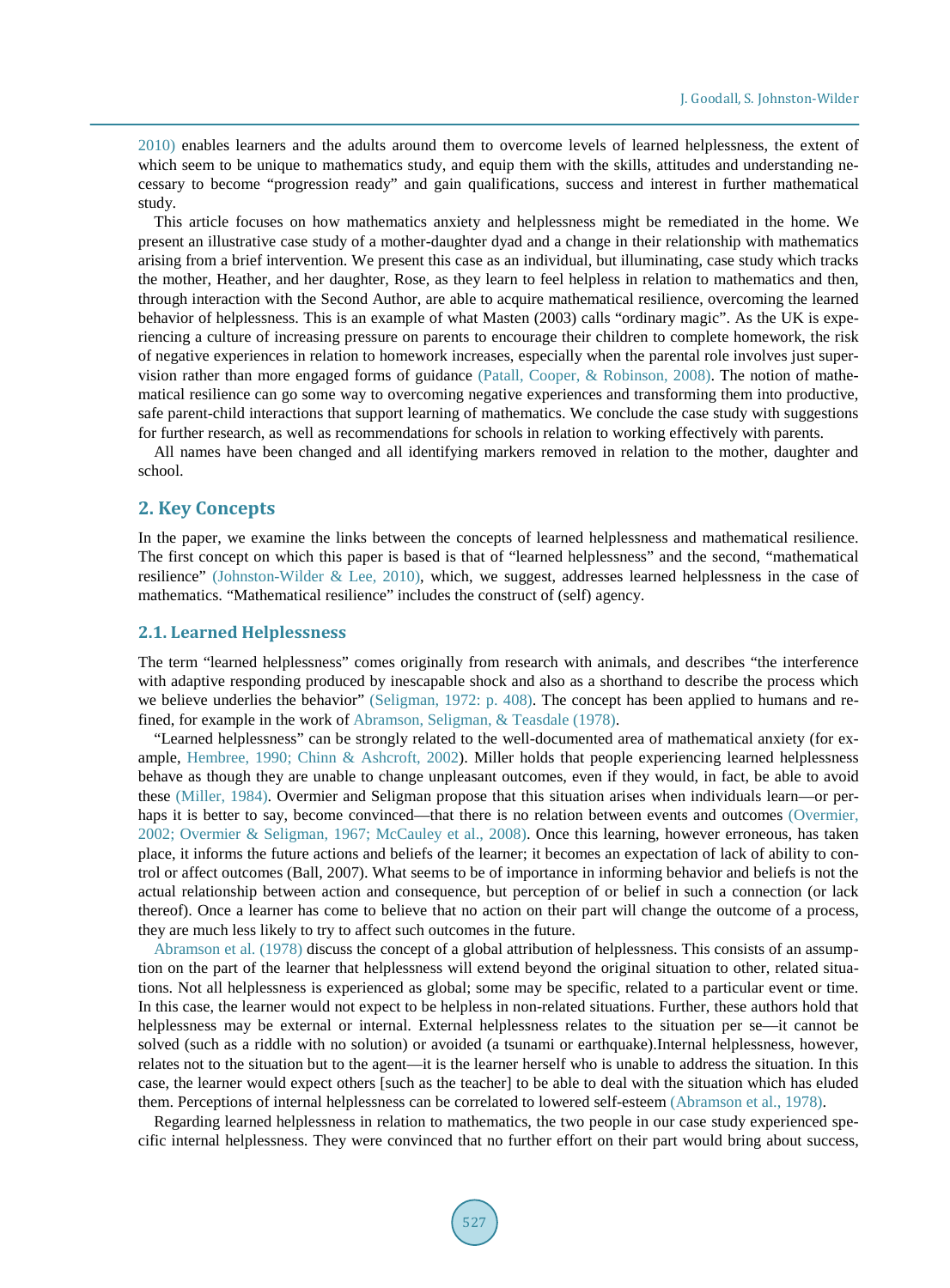2010) enables learners and the adults around them to overcome levels of learned helplessness, the extent of which seem to be unique to mathematics study, and equip them with the skills, attitudes and understanding necessary to become "progression ready" and gain qualifications, success and interest in further mathematical study.

This article focuses on how mathematics anxiety and helplessness might be remediated in the home. We present an illustrative case study of a mother-daughter dyad and a change in their relationship with mathematics arising from a brief intervention. We present this case as an individual, but illuminating, case study which tracks the mother, Heather, and her daughter, Rose, as they learn to feel helpless in relation to mathematics and then, through interaction with the Second Author, are able to acquire mathematical resilience, overcoming the learned behavior of helplessness. This is an example of what Masten (2003) calls "ordinary magic". As the UK is experiencing a culture of increasing pressure on parents to encourage their children to complete homework, the risk of negative experiences in relation to homework increases, especially when the parental role involves just supervision rather than more engaged forms of guidance (Patall, Cooper, & Robinson, 2008). The notion of mathematical resilience can go some way to overcoming negative experiences and transforming them into productive, safe parent-child interactions that support learning of mathematics. We conclude the case study with suggestions for further research, as well as recommendations for schools in relation to working effectively with parents.

All names have been changed and all identifying markers removed in relation to the mother, daughter and school.

## 2. Key Concepts

In the paper, we examine the links between the concepts of learned helplessness and mathematical resilience. The first concept on which this paper is based is that of "learned helplessness" and the second, "mathematical resilience" (Johnston-Wilder & Lee, 2010), which, we suggest, addresses learned helplessness in the case of mathematics. "Mathematical resilience" includes the construct of (self) agency.

### 2.1. Learned Helplessness

The term "learned helplessness" comes originally from research with animals, and describes "the interference with adaptive responding produced by inescapable shock and also as a shorthand to describe the process which we believe underlies the behavior" (Seligman, 1972: p. 408). The concept has been applied to humans and refined, for example in the work of Abramson, Seligman, & Teasdale (1978).

"Learned helplessness" can be strongly related to the well-documented area of mathematical anxiety (for example, Hembree, 1990; Chinn & Ashcroft, 2002). Miller holds that people experiencing learned helplessness behave as though they are unable to change unpleasant outcomes, even if they would, in fact, be able to avoid these (Miller, 1984). Overmier and Seligman propose that this situation arises when individuals learn—or perhaps it is better to say, become convinced—that there is no relation between events and outcomes (Overmier, 2002; Overmier & Seligman, 1967; McCauley et al., 2008). Once this learning, however erroneous, has taken place, it informs the future actions and beliefs of the learner; it becomes an expectation of lack of ability to control or affect outcomes (Ball, 2007). What seems to be of importance in informing behavior and beliefs is not the actual relationship between action and consequence, but perception of or belief in such a connection (or lack thereof). Once a learner has come to believe that no action on their part will change the outcome of a process, they are much less likely to try to affect such outcomes in the future.

Abramson et al. (1978) discuss the concept of a global attribution of helplessness. This consists of an assumption on the part of the learner that helplessness will extend beyond the original situation to other, related situations. Not all helplessness is experienced as global; some may be specific, related to a particular event or time. In this case, the learner would not expect to be helpless in non-related situations. Further, these authors hold that helplessness may be external or internal. External helplessness relates to the situation per se—it cannot be solved (such as a riddle with no solution) or avoided (a tsunami or earthquake).Internal helplessness, however, relates not to the situation but to the agent—it is the learner herself who is unable to address the situation. In this case, the learner would expect others [such as the teacher] to be able to deal with the situation which has eluded them. Perceptions of internal helplessness can be correlated to lowered self-esteem (Abramson et al., 1978).

Regarding learned helplessness in relation to mathematics, the two people in our case study experienced specific internal helplessness. They were convinced that no further effort on their part would bring about success,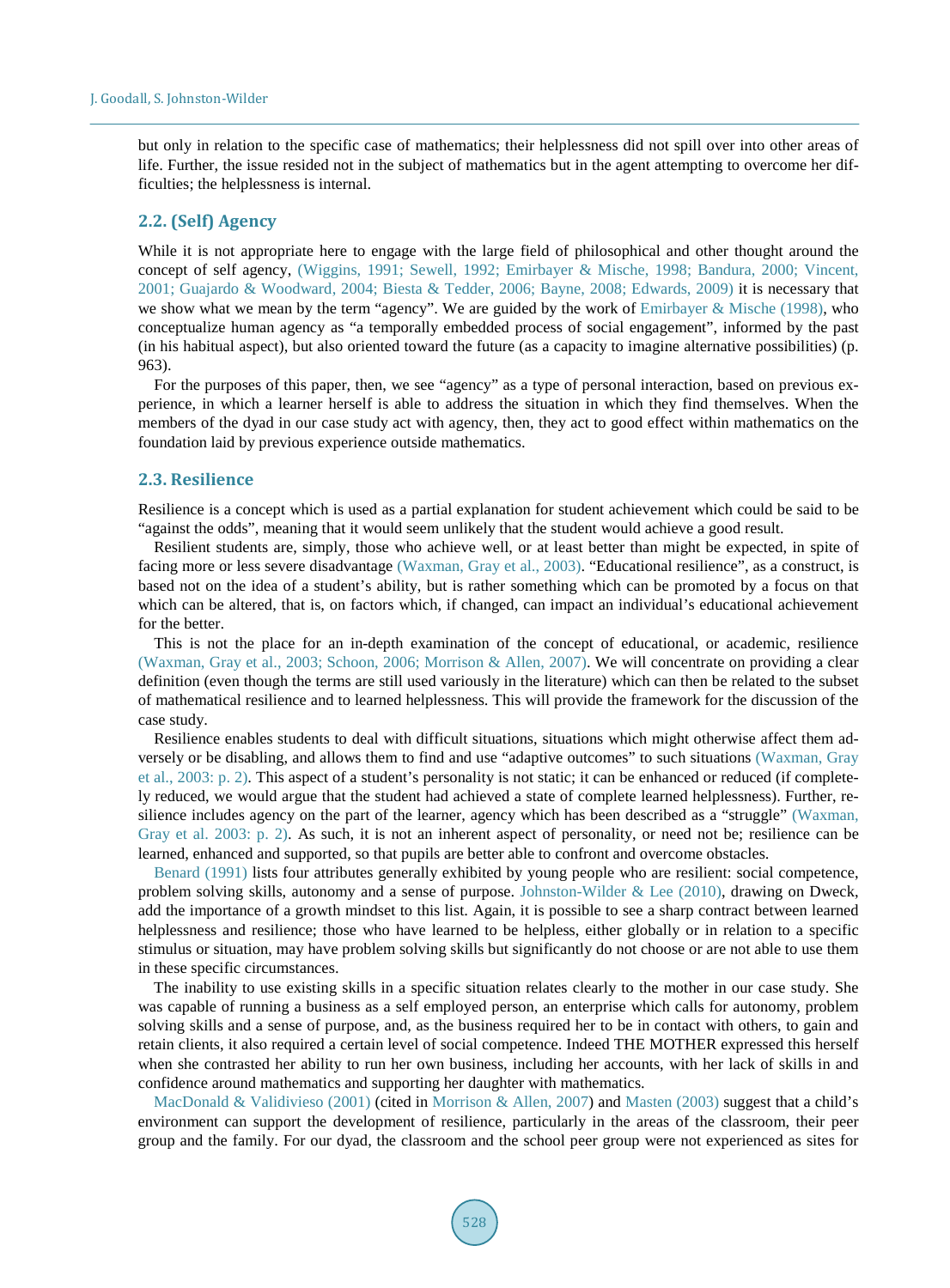but only in relation to the specific case of mathematics; their helplessness did not spill over into other areas of life. Further, the issue resided not in the subject of mathematics but in the agent attempting to overcome her difficulties; the helplessness is internal.

### 2.2. (Self) Agency

While it is not appropriate here to engage with the large field of philosophical and other thought around the concept of self agency, (Wiggins, 1991; Sewell, 1992; Emirbayer & Mische, 1998; Bandura, 2000; Vincent, 2001; Guajardo & Woodward, 2004; Biesta & Tedder, 2006; Bayne, 2008; Edwards, 2009) it is necessary that we show what we mean by the term "agency". We are guided by the work of Emirbayer & Mische (1998), who conceptualize human agency as "a temporally embedded process of social engagement", informed by the past (in his habitual aspect), but also oriented toward the future (as a capacity to imagine alternative possibilities) (p. 963).

For the purposes of this paper, then, we see "agency" as a type of personal interaction, based on previous experience, in which a learner herself is able to address the situation in which they find themselves. When the members of the dyad in our case study act with agency, then, they act to good effect within mathematics on the foundation laid by previous experience outside mathematics.

### 2.3. Resilience

Resilience is a concept which is used as a partial explanation for student achievement which could be said to be "against the odds", meaning that it would seem unlikely that the student would achieve a good result.

Resilient students are, simply, those who achieve well, or at least better than might be expected, in spite of facing more or less severe disadvantage (Waxman, Gray et al., 2003). "Educational resilience", as a construct, is based not on the idea of a student's ability, but is rather something which can be promoted by a focus on that which can be altered, that is, on factors which, if changed, can impact an individual's educational achievement for the better.

This is not the place for an in-depth examination of the concept of educational, or academic, resilience (Waxman, Gray et al., 2003; Schoon, 2006; Morrison & Allen, 2007). We will concentrate on providing a clear definition (even though the terms are still used variously in the literature) which can then be related to the subset of mathematical resilience and to learned helplessness. This will provide the framework for the discussion of the case study.

Resilience enables students to deal with difficult situations, situations which might otherwise affect them adversely or be disabling, and allows them to find and use "adaptive outcomes" to such situations (Waxman, Gray et al., 2003: p. 2). This aspect of a student's personality is not static; it can be enhanced or reduced (if completely reduced, we would argue that the student had achieved a state of complete learned helplessness). Further, resilience includes agency on the part of the learner, agency which has been described as a "struggle" (Waxman, Gray et al. 2003: p. 2). As such, it is not an inherent aspect of personality, or need not be; resilience can be learned, enhanced and supported, so that pupils are better able to confront and overcome obstacles.

Benard (1991) lists four attributes generally exhibited by young people who are resilient: social competence, problem solving skills, autonomy and a sense of purpose. Johnston-Wilder & Lee (2010), drawing on Dweck, add the importance of a growth mindset to this list. Again, it is possible to see a sharp contract between learned helplessness and resilience; those who have learned to be helpless, either globally or in relation to a specific stimulus or situation, may have problem solving skills but significantly do not choose or are not able to use them in these specific circumstances.

The inability to use existing skills in a specific situation relates clearly to the mother in our case study. She was capable of running a business as a self employed person, an enterprise which calls for autonomy, problem solving skills and a sense of purpose, and, as the business required her to be in contact with others, to gain and retain clients, it also required a certain level of social competence. Indeed THE MOTHER expressed this herself when she contrasted her ability to run her own business, including her accounts, with her lack of skills in and confidence around mathematics and supporting her daughter with mathematics.

MacDonald & Validivieso (2001) (cited in Morrison & Allen, 2007) and Masten (2003) suggest that a child's environment can support the development of resilience, particularly in the areas of the classroom, their peer group and the family. For our dyad, the classroom and the school peer group were not experienced as sites for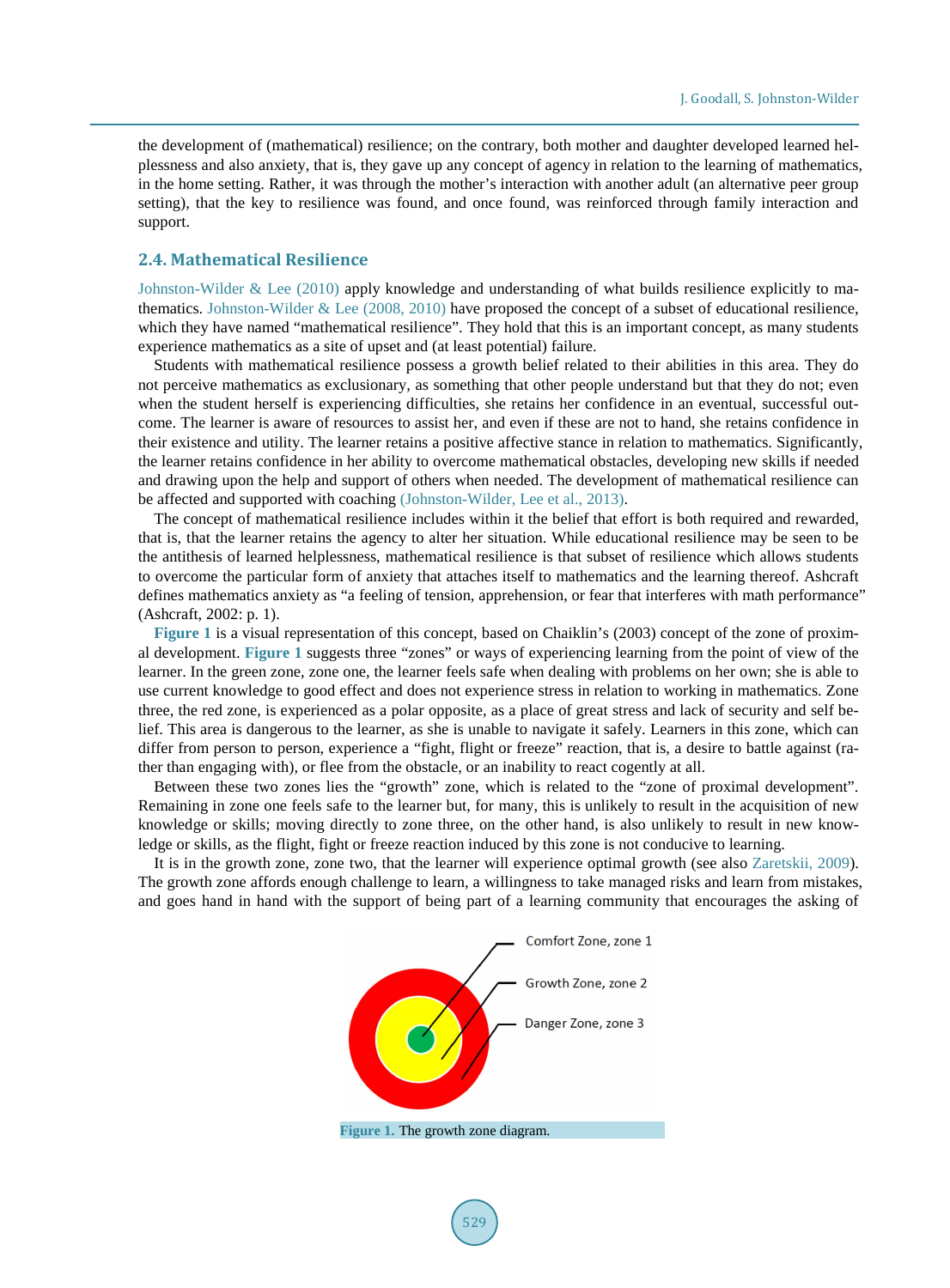the development of (mathematical) resilience; on the contrary, both mother and daughter developed learned helplessness and also anxiety, that is, they gave up any concept of agency in relation to the learning of mathematics, in the home setting. Rather, it was through the mother's interaction with another adult (an alternative peer group setting), that the key to resilience was found, and once found, was reinforced through family interaction and support.

### 2.4. Mathematical Resilience

Johnston-Wilder & Lee (2010) apply knowledge and understanding of what builds resilience explicitly to mathematics. Johnston-Wilder & Lee (2008, 2010) have proposed the concept of a subset of educational resilience, which they have named "mathematical resilience". They hold that this is an important concept, as many students experience mathematics as a site of upset and (at least potential) failure.

Students with mathematical resilience possess a growth belief related to their abilities in this area. They do not perceive mathematics as exclusionary, as something that other people understand but that they do not; even when the student herself is experiencing difficulties, she retains her confidence in an eventual, successful outcome. The learner is aware of resources to assist her, and even if these are not to hand, she retains confidence in their existence and utility. The learner retains a positive affective stance in relation to mathematics. Significantly, the learner retains confidence in her ability to overcome mathematical obstacles, developing new skills if needed and drawing upon the help and support of others when needed. The development of mathematical resilience can be affected and supported with coaching (Johnston-Wilder, Lee et al., 2013).

The concept of mathematical resilience includes within it the belief that effort is both required and rewarded, that is, that the learner retains the agency to alter her situation. While educational resilience may be seen to be the antithesis of learned helplessness, mathematical resilience is that subset of resilience which allows students to overcome the particular form of anxiety that attaches itself to mathematics and the learning thereof. Ashcraft defines mathematics anxiety as "a feeling of tension, apprehension, or fear that interferes with math performance" (Ashcraft, 2002: p. 1).

**Figure 1** is a visual representation of this concept, based on Chaiklin's (2003) concept of the zone of proximal development. **Figure 1** suggests three "zones" or ways of experiencing learning from the point of view of the learner. In the green zone, zone one, the learner feels safe when dealing with problems on her own; she is able to use current knowledge to good effect and does not experience stress in relation to working in mathematics. Zone three, the red zone, is experienced as a polar opposite, as a place of great stress and lack of security and self belief. This area is dangerous to the learner, as she is unable to navigate it safely. Learners in this zone, which can differ from person to person, experience a "fight, flight or freeze" reaction, that is, a desire to battle against (rather than engaging with), or flee from the obstacle, or an inability to react cogently at all.

Between these two zones lies the "growth" zone, which is related to the "zone of proximal development". Remaining in zone one feels safe to the learner but, for many, this is unlikely to result in the acquisition of new knowledge or skills; moving directly to zone three, on the other hand, is also unlikely to result in new knowledge or skills, as the flight, fight or freeze reaction induced by this zone is not conducive to learning.

It is in the growth zone, zone two, that the learner will experience optimal growth (see also Zaretskii, 2009). The growth zone affords enough challenge to learn, a willingness to take managed risks and learn from mistakes, and goes hand in hand with the support of being part of a learning community that encourages the asking of

Comfort Zone, zone 1

Growth Zone, zone 2

Danger Zone, zone 3

**Figure 1.** The growth zone diagram.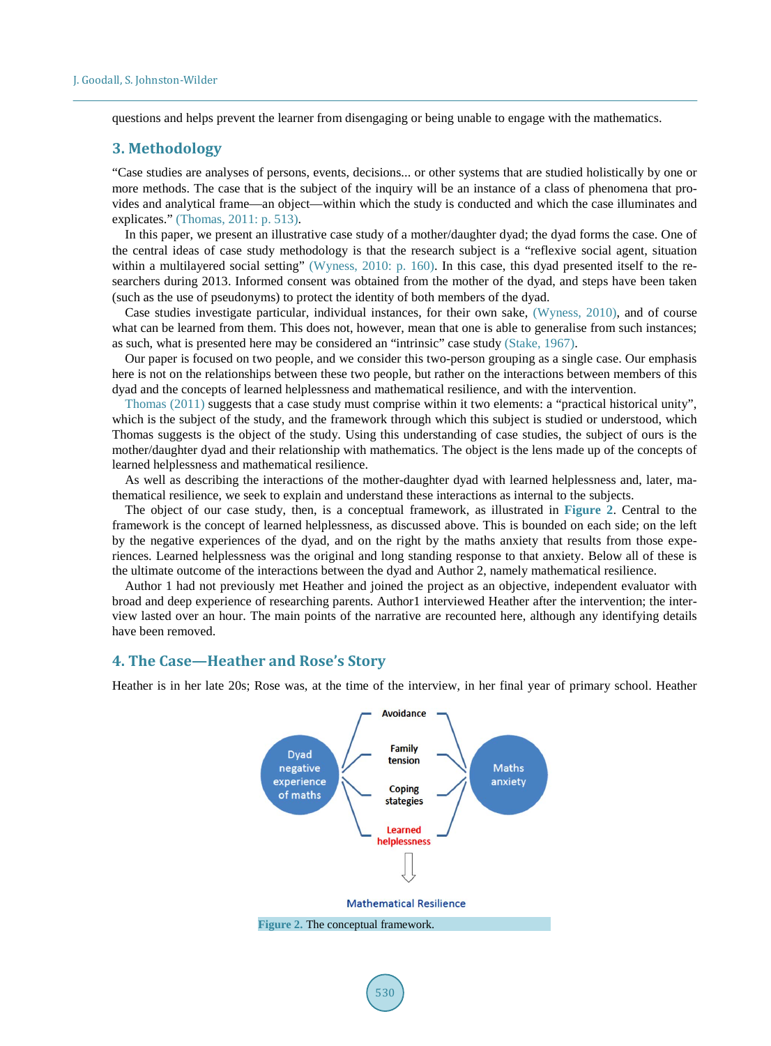questions and helps prevent the learner from disengaging or being unable to engage with the mathematics.

## 3. Methodology

"Case studies are analyses of persons, events, decisions... or other systems that are studied holistically by one or more methods. The case that is the subject of the inquiry will be an instance of a class of phenomena that provides and analytical frame—an object—within which the study is conducted and which the case illuminates and explicates." (Thomas, 2011: p. 513).

In this paper, we present an illustrative case study of a mother/daughter dyad; the dyad forms the case. One of the central ideas of case study methodology is that the research subject is a "reflexive social agent, situation within a multilayered social setting" (Wyness, 2010: p. 160). In this case, this dyad presented itself to the researchers during 2013. Informed consent was obtained from the mother of the dyad, and steps have been taken (such as the use of pseudonyms) to protect the identity of both members of the dyad.

Case studies investigate particular, individual instances, for their own sake, (Wyness, 2010), and of course what can be learned from them. This does not, however, mean that one is able to generalise from such instances; as such, what is presented here may be considered an "intrinsic" case study (Stake, 1967).

Our paper is focused on two people, and we consider this two-person grouping as a single case. Our emphasis here is not on the relationships between these two people, but rather on the interactions between members of this dyad and the concepts of learned helplessness and mathematical resilience, and with the intervention.

Thomas (2011) suggests that a case study must comprise within it two elements: a "practical historical unity", which is the subject of the study, and the framework through which this subject is studied or understood, which Thomas suggests is the object of the study. Using this understanding of case studies, the subject of ours is the mother/daughter dyad and their relationship with mathematics. The object is the lens made up of the concepts of learned helplessness and mathematical resilience.

As well as describing the interactions of the mother-daughter dyad with learned helplessness and, later, mathematical resilience, we seek to explain and understand these interactions as internal to the subjects.

The object of our case study, then, is a conceptual framework, as illustrated in **Figure 2**. Central to the framework is the concept of learned helplessness, as discussed above. This is bounded on each side; on the left by the negative experiences of the dyad, and on the right by the maths anxiety that results from those experiences. Learned helplessness was the original and long standing response to that anxiety. Below all of these is the ultimate outcome of the interactions between the dyad and Author 2, namely mathematical resilience.

Author 1 had not previously met Heather and joined the project as an objective, independent evaluator with broad and deep experience of researching parents. Author1 interviewed Heather after the intervention; the interview lasted over an hour. The main points of the narrative are recounted here, although any identifying details have been removed.

## 4. The Case—Heather and Rose's Story

Heather is in her late 20s; Rose was, at the time of the interview, in her final year of primary school. Heather

Dyad negative experience of maths | Avoidance | Family tension | Coping stategies | Learned helplessness | Maths anxiety | Mathematical Resilience

**Figure 2.** The conceptual framework.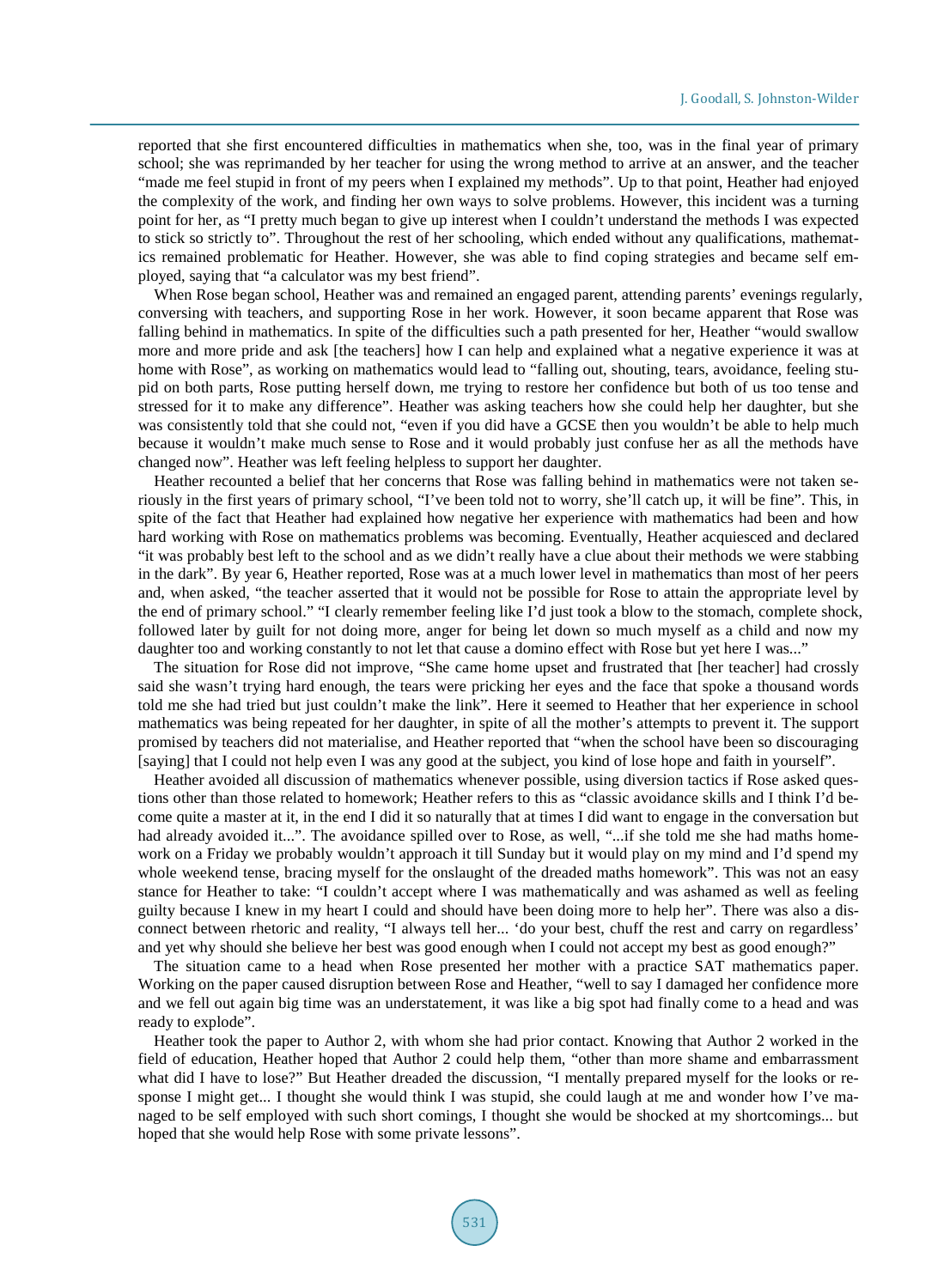reported that she first encountered difficulties in mathematics when she, too, was in the final year of primary school; she was reprimanded by her teacher for using the wrong method to arrive at an answer, and the teacher "made me feel stupid in front of my peers when I explained my methods". Up to that point, Heather had enjoyed the complexity of the work, and finding her own ways to solve problems. However, this incident was a turning point for her, as "I pretty much began to give up interest when I couldn't understand the methods I was expected to stick so strictly to". Throughout the rest of her schooling, which ended without any qualifications, mathematics remained problematic for Heather. However, she was able to find coping strategies and became self employed, saying that "a calculator was my best friend".

When Rose began school, Heather was and remained an engaged parent, attending parents' evenings regularly, conversing with teachers, and supporting Rose in her work. However, it soon became apparent that Rose was falling behind in mathematics. In spite of the difficulties such a path presented for her, Heather "would swallow more and more pride and ask [the teachers] how I can help and explained what a negative experience it was at home with Rose", as working on mathematics would lead to "falling out, shouting, tears, avoidance, feeling stupid on both parts, Rose putting herself down, me trying to restore her confidence but both of us too tense and stressed for it to make any difference". Heather was asking teachers how she could help her daughter, but she was consistently told that she could not, "even if you did have a GCSE then you wouldn't be able to help much because it wouldn't make much sense to Rose and it would probably just confuse her as all the methods have changed now". Heather was left feeling helpless to support her daughter.

Heather recounted a belief that her concerns that Rose was falling behind in mathematics were not taken seriously in the first years of primary school, "I've been told not to worry, she'll catch up, it will be fine". This, in spite of the fact that Heather had explained how negative her experience with mathematics had been and how hard working with Rose on mathematics problems was becoming. Eventually, Heather acquiesced and declared "it was probably best left to the school and as we didn't really have a clue about their methods we were stabbing in the dark". By year 6, Heather reported, Rose was at a much lower level in mathematics than most of her peers and, when asked, "the teacher asserted that it would not be possible for Rose to attain the appropriate level by the end of primary school." "I clearly remember feeling like I'd just took a blow to the stomach, complete shock, followed later by guilt for not doing more, anger for being let down so much myself as a child and now my daughter too and working constantly to not let that cause a domino effect with Rose but yet here I was..."

The situation for Rose did not improve, "She came home upset and frustrated that [her teacher] had crossly said she wasn't trying hard enough, the tears were pricking her eyes and the face that spoke a thousand words told me she had tried but just couldn't make the link". Here it seemed to Heather that her experience in school mathematics was being repeated for her daughter, in spite of all the mother's attempts to prevent it. The support promised by teachers did not materialise, and Heather reported that "when the school have been so discouraging [saying] that I could not help even I was any good at the subject, you kind of lose hope and faith in yourself".

Heather avoided all discussion of mathematics whenever possible, using diversion tactics if Rose asked questions other than those related to homework; Heather refers to this as "classic avoidance skills and I think I'd become quite a master at it, in the end I did it so naturally that at times I did want to engage in the conversation but had already avoided it...". The avoidance spilled over to Rose, as well, "...if she told me she had maths homework on a Friday we probably wouldn't approach it till Sunday but it would play on my mind and I'd spend my whole weekend tense, bracing myself for the onslaught of the dreaded maths homework". This was not an easy stance for Heather to take: "I couldn't accept where I was mathematically and was ashamed as well as feeling guilty because I knew in my heart I could and should have been doing more to help her". There was also a disconnect between rhetoric and reality, "I always tell her... 'do your best, chuff the rest and carry on regardless' and yet why should she believe her best was good enough when I could not accept my best as good enough?"

The situation came to a head when Rose presented her mother with a practice SAT mathematics paper. Working on the paper caused disruption between Rose and Heather, "well to say I damaged her confidence more and we fell out again big time was an understatement, it was like a big spot had finally come to a head and was ready to explode".

Heather took the paper to Author 2, with whom she had prior contact. Knowing that Author 2 worked in the field of education, Heather hoped that Author 2 could help them, "other than more shame and embarrassment what did I have to lose?" But Heather dreaded the discussion, "I mentally prepared myself for the looks or response I might get... I thought she would think I was stupid, she could laugh at me and wonder how I've managed to be self employed with such short comings, I thought she would be shocked at my shortcomings... but hoped that she would help Rose with some private lessons".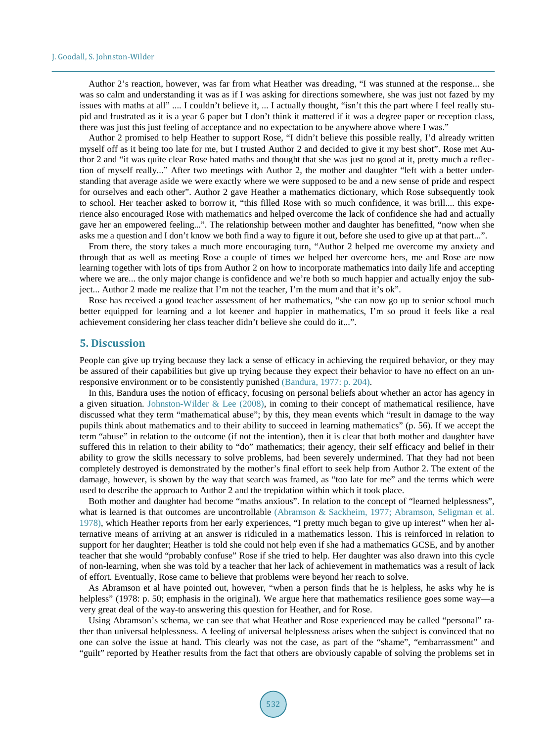Author 2's reaction, however, was far from what Heather was dreading, "I was stunned at the response... she was so calm and understanding it was as if I was asking for directions somewhere, she was just not fazed by my issues with maths at all" .... I couldn't believe it, ... I actually thought, "isn't this the part where I feel really stupid and frustrated as it is a year 6 paper but I don't think it mattered if it was a degree paper or reception class, there was just this just feeling of acceptance and no expectation to be anywhere above where I was."

Author 2 promised to help Heather to support Rose, "I didn't believe this possible really, I'd already written myself off as it being too late for me, but I trusted Author 2 and decided to give it my best shot". Rose met Author 2 and "it was quite clear Rose hated maths and thought that she was just no good at it, pretty much a reflection of myself really..." After two meetings with Author 2, the mother and daughter "left with a better understanding that average aside we were exactly where we were supposed to be and a new sense of pride and respect for ourselves and each other". Author 2 gave Heather a mathematics dictionary, which Rose subsequently took to school. Her teacher asked to borrow it, "this filled Rose with so much confidence, it was brill.... this experience also encouraged Rose with mathematics and helped overcome the lack of confidence she had and actually gave her an empowered feeling...". The relationship between mother and daughter has benefitted, "now when she asks me a question and I don't know we both find a way to figure it out, before she used to give up at that part...".

From there, the story takes a much more encouraging turn, "Author 2 helped me overcome my anxiety and through that as well as meeting Rose a couple of times we helped her overcome hers, me and Rose are now learning together with lots of tips from Author 2 on how to incorporate mathematics into daily life and accepting where we are... the only major change is confidence and we're both so much happier and actually enjoy the subject... Author 2 made me realize that I'm not the teacher, I'm the mum and that it's ok".

Rose has received a good teacher assessment of her mathematics, "she can now go up to senior school much better equipped for learning and a lot keener and happier in mathematics, I'm so proud it feels like a real achievement considering her class teacher didn't believe she could do it...".

## 5. Discussion

People can give up trying because they lack a sense of efficacy in achieving the required behavior, or they may be assured of their capabilities but give up trying because they expect their behavior to have no effect on an unresponsive environment or to be consistently punished (Bandura, 1977: p. 204).

In this, Bandura uses the notion of efficacy, focusing on personal beliefs about whether an actor has agency in a given situation. Johnston-Wilder & Lee (2008), in coming to their concept of mathematical resilience, have discussed what they term "mathematical abuse"; by this, they mean events which "result in damage to the way pupils think about mathematics and to their ability to succeed in learning mathematics" (p. 56). If we accept the term "abuse" in relation to the outcome (if not the intention), then it is clear that both mother and daughter have suffered this in relation to their ability to "do" mathematics; their agency, their self efficacy and belief in their ability to grow the skills necessary to solve problems, had been severely undermined. That they had not been completely destroyed is demonstrated by the mother's final effort to seek help from Author 2. The extent of the damage, however, is shown by the way that search was framed, as "too late for me" and the terms which were used to describe the approach to Author 2 and the trepidation within which it took place.

Both mother and daughter had become "maths anxious". In relation to the concept of "learned helplessness", what is learned is that outcomes are uncontrollable (Abramson & Sackheim, 1977; Abramson, Seligman et al. 1978), which Heather reports from her early experiences, "I pretty much began to give up interest" when her alternative means of arriving at an answer is ridiculed in a mathematics lesson. This is reinforced in relation to support for her daughter; Heather is told she could not help even if she had a mathematics GCSE, and by another teacher that she would "probably confuse" Rose if she tried to help. Her daughter was also drawn into this cycle of non-learning, when she was told by a teacher that her lack of achievement in mathematics was a result of lack of effort. Eventually, Rose came to believe that problems were beyond her reach to solve.

As Abramson et al have pointed out, however, "when a person finds that he is helpless, he asks why he is helpless" (1978: p. 50; emphasis in the original). We argue here that mathematics resilience goes some way—a very great deal of the way-to answering this question for Heather, and for Rose.

Using Abramson's schema, we can see that what Heather and Rose experienced may be called "personal" rather than universal helplessness. A feeling of universal helplessness arises when the subject is convinced that no one can solve the issue at hand. This clearly was not the case, as part of the "shame", "embarrassment" and "guilt" reported by Heather results from the fact that others are obviously capable of solving the problems set in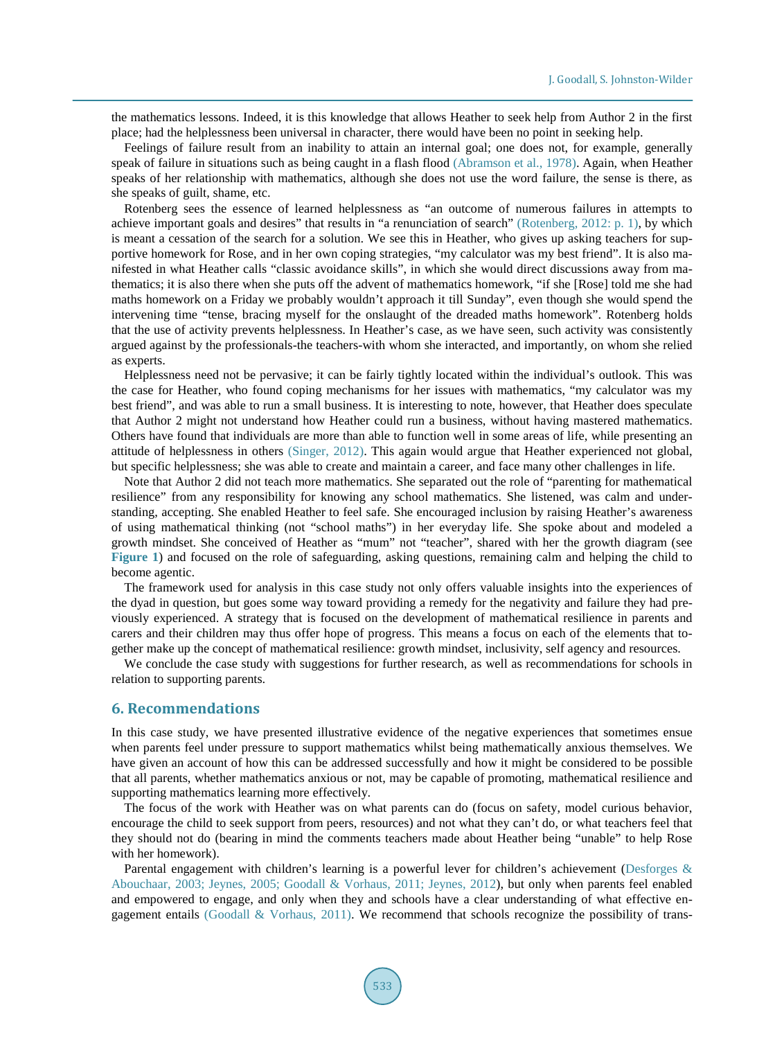the mathematics lessons. Indeed, it is this knowledge that allows Heather to seek help from Author 2 in the first place; had the helplessness been universal in character, there would have been no point in seeking help.

Feelings of failure result from an inability to attain an internal goal; one does not, for example, generally speak of failure in situations such as being caught in a flash flood (Abramson et al., 1978). Again, when Heather speaks of her relationship with mathematics, although she does not use the word failure, the sense is there, as she speaks of guilt, shame, etc.

Rotenberg sees the essence of learned helplessness as "an outcome of numerous failures in attempts to achieve important goals and desires" that results in "a renunciation of search" (Rotenberg, 2012: p. 1), by which is meant a cessation of the search for a solution. We see this in Heather, who gives up asking teachers for supportive homework for Rose, and in her own coping strategies, "my calculator was my best friend". It is also manifested in what Heather calls "classic avoidance skills", in which she would direct discussions away from mathematics; it is also there when she puts off the advent of mathematics homework, "if she [Rose] told me she had maths homework on a Friday we probably wouldn't approach it till Sunday", even though she would spend the intervening time "tense, bracing myself for the onslaught of the dreaded maths homework". Rotenberg holds that the use of activity prevents helplessness. In Heather's case, as we have seen, such activity was consistently argued against by the professionals-the teachers-with whom she interacted, and importantly, on whom she relied as experts.

Helplessness need not be pervasive; it can be fairly tightly located within the individual's outlook. This was the case for Heather, who found coping mechanisms for her issues with mathematics, "my calculator was my best friend", and was able to run a small business. It is interesting to note, however, that Heather does speculate that Author 2 might not understand how Heather could run a business, without having mastered mathematics. Others have found that individuals are more than able to function well in some areas of life, while presenting an attitude of helplessness in others (Singer, 2012). This again would argue that Heather experienced not global, but specific helplessness; she was able to create and maintain a career, and face many other challenges in life.

Note that Author 2 did not teach more mathematics. She separated out the role of "parenting for mathematical resilience" from any responsibility for knowing any school mathematics. She listened, was calm and understanding, accepting. She enabled Heather to feel safe. She encouraged inclusion by raising Heather's awareness of using mathematical thinking (not "school maths") in her everyday life. She spoke about and modeled a growth mindset. She conceived of Heather as "mum" not "teacher", shared with her the growth diagram (see **Figure 1**) and focused on the role of safeguarding, asking questions, remaining calm and helping the child to become agentic.

The framework used for analysis in this case study not only offers valuable insights into the experiences of the dyad in question, but goes some way toward providing a remedy for the negativity and failure they had previously experienced. A strategy that is focused on the development of mathematical resilience in parents and carers and their children may thus offer hope of progress. This means a focus on each of the elements that together make up the concept of mathematical resilience: growth mindset, inclusivity, self agency and resources.

We conclude the case study with suggestions for further research, as well as recommendations for schools in relation to supporting parents.

## 6. Recommendations

In this case study, we have presented illustrative evidence of the negative experiences that sometimes ensue when parents feel under pressure to support mathematics whilst being mathematically anxious themselves. We have given an account of how this can be addressed successfully and how it might be considered to be possible that all parents, whether mathematics anxious or not, may be capable of promoting, mathematical resilience and supporting mathematics learning more effectively.

The focus of the work with Heather was on what parents can do (focus on safety, model curious behavior, encourage the child to seek support from peers, resources) and not what they can't do, or what teachers feel that they should not do (bearing in mind the comments teachers made about Heather being "unable" to help Rose with her homework).

Parental engagement with children's learning is a powerful lever for children's achievement (Desforges & Abouchaar, 2003; Jeynes, 2005; Goodall & Vorhaus, 2011; Jeynes, 2012), but only when parents feel enabled and empowered to engage, and only when they and schools have a clear understanding of what effective engagement entails (Goodall & Vorhaus, 2011). We recommend that schools recognize the possibility of trans-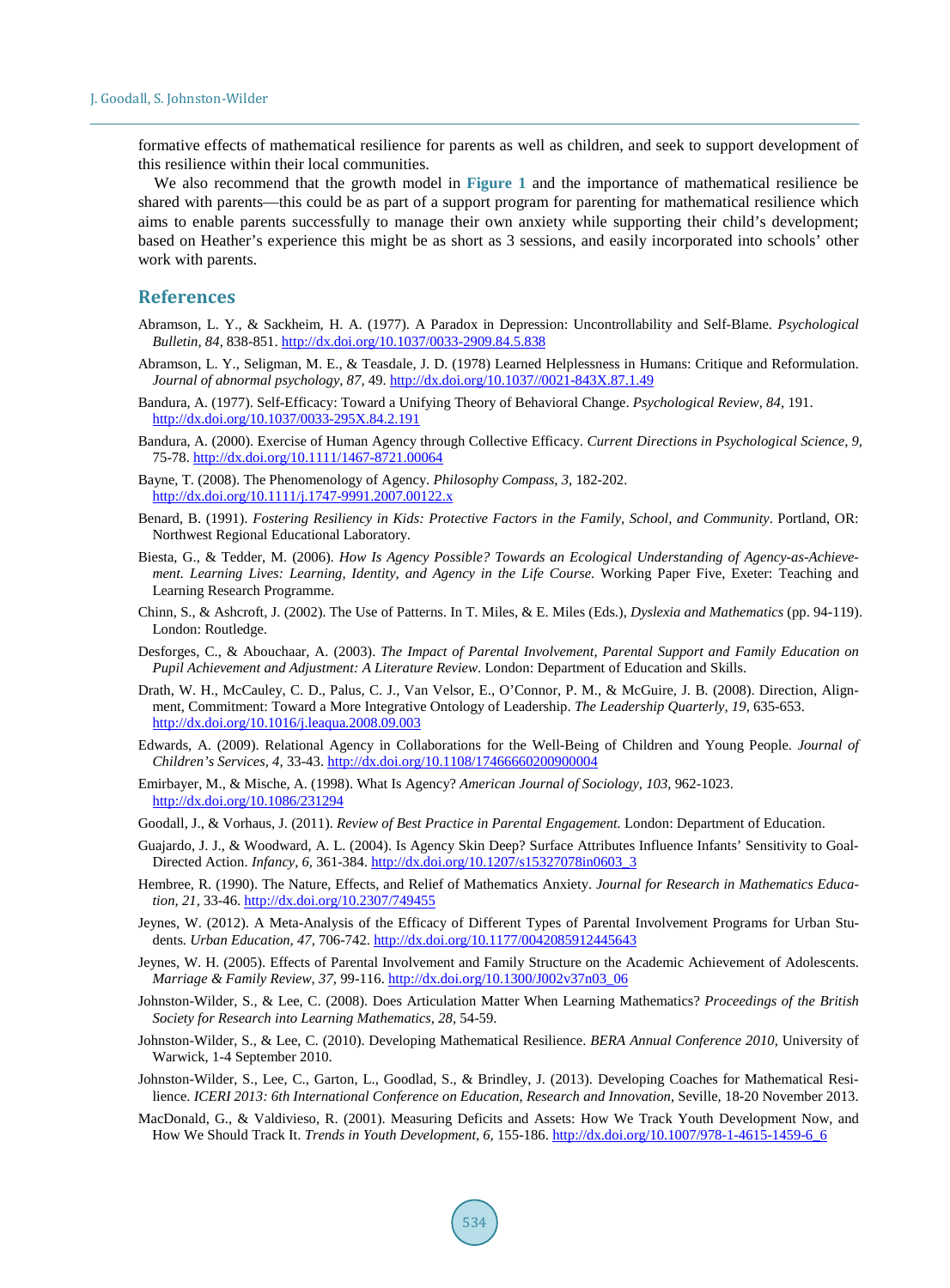formative effects of mathematical resilience for parents as well as children, and seek to support development of this resilience within their local communities.

We also recommend that the growth model in **Figure 1** and the importance of mathematical resilience be shared with parents—this could be as part of a support program for parenting for mathematical resilience which aims to enable parents successfully to manage their own anxiety while supporting their child's development; based on Heather's experience this might be as short as 3 sessions, and easily incorporated into schools' other work with parents.

## References

Abramson, L. Y., & Sackheim, H. A. (1977). A Paradox in Depression: Uncontrollability and Self-Blame. *Psychological Bulletin, 84,* 838-851. http://dx.doi.org/10.1037/0033-2909.84.5.838

Abramson, L. Y., Seligman, M. E., & Teasdale, J. D. (1978) Learned Helplessness in Humans: Critique and Reformulation. *Journal of abnormal psychology, 87,* 49. http://dx.doi.org/10.1037//0021-843X.87.1.49

Bandura, A. (1977). Self-Efficacy: Toward a Unifying Theory of Behavioral Change. *Psychological Review, 84,* 191. http://dx.doi.org/10.1037/0033-295X.84.2.191

Bandura, A. (2000). Exercise of Human Agency through Collective Efficacy. *Current Directions in Psychological Science, 9,* 75-78. http://dx.doi.org/10.1111/1467-8721.00064

Bayne, T. (2008). The Phenomenology of Agency. *Philosophy Compass, 3,* 182-202. http://dx.doi.org/10.1111/j.1747-9991.2007.00122.x

Benard, B. (1991). *Fostering Resiliency in Kids: Protective Factors in the Family, School, and Community*. Portland, OR: Northwest Regional Educational Laboratory.

Biesta, G., & Tedder, M. (2006). *How Is Agency Possible? Towards an Ecological Understanding of Agency-as-Achievement. Learning Lives: Learning, Identity, and Agency in the Life Course*. Working Paper Five, Exeter: Teaching and Learning Research Programme.

Chinn, S., & Ashcroft, J. (2002). The Use of Patterns. In T. Miles, & E. Miles (Eds.), *Dyslexia and Mathematics* (pp. 94-119). London: Routledge.

Desforges, C., & Abouchaar, A. (2003). *The Impact of Parental Involvement, Parental Support and Family Education on Pupil Achievement and Adjustment: A Literature Review*. London: Department of Education and Skills.

Drath, W. H., McCauley, C. D., Palus, C. J., Van Velsor, E., O'Connor, P. M., & McGuire, J. B. (2008). Direction, Alignment, Commitment: Toward a More Integrative Ontology of Leadership. *The Leadership Quarterly, 19,* 635-653. http://dx.doi.org/10.1016/j.leaqua.2008.09.003

Edwards, A. (2009). Relational Agency in Collaborations for the Well-Being of Children and Young People. *Journal of Children's Services, 4,* 33-43. http://dx.doi.org/10.1108/17466660200900004

Emirbayer, M., & Mische, A. (1998). What Is Agency? *American Journal of Sociology, 103,* 962-1023. http://dx.doi.org/10.1086/231294

Goodall, J., & Vorhaus, J. (2011). *Review of Best Practice in Parental Engagement.* London: Department of Education.

Guajardo, J. J., & Woodward, A. L. (2004). Is Agency Skin Deep? Surface Attributes Influence Infants' Sensitivity to Goal-Directed Action. *Infancy, 6,* 361-384. http://dx.doi.org/10.1207/s15327078in0603_3

Hembree, R. (1990). The Nature, Effects, and Relief of Mathematics Anxiety. *Journal for Research in Mathematics Education, 21,* 33-46. http://dx.doi.org/10.2307/749455

Jeynes, W. (2012). A Meta-Analysis of the Efficacy of Different Types of Parental Involvement Programs for Urban Students. *Urban Education, 47,* 706-742. http://dx.doi.org/10.1177/0042085912445643

Jeynes, W. H. (2005). Effects of Parental Involvement and Family Structure on the Academic Achievement of Adolescents. *Marriage & Family Review, 37,* 99-116. http://dx.doi.org/10.1300/J002v37n03_06

Johnston-Wilder, S., & Lee, C. (2008). Does Articulation Matter When Learning Mathematics? *Proceedings of the British Society for Research into Learning Mathematics, 28,* 54-59.

Johnston-Wilder, S., & Lee, C. (2010). Developing Mathematical Resilience. *BERA Annual Conference 2010*, University of Warwick, 1-4 September 2010.

Johnston-Wilder, S., Lee, C., Garton, L., Goodlad, S., & Brindley, J. (2013). Developing Coaches for Mathematical Resilience. *ICERI 2013: 6th International Conference on Education, Research and Innovation*, Seville, 18-20 November 2013.

MacDonald, G., & Valdivieso, R. (2001). Measuring Deficits and Assets: How We Track Youth Development Now, and How We Should Track It. *Trends in Youth Development, 6,* 155-186. http://dx.doi.org/10.1007/978-1-4615-1459-6_6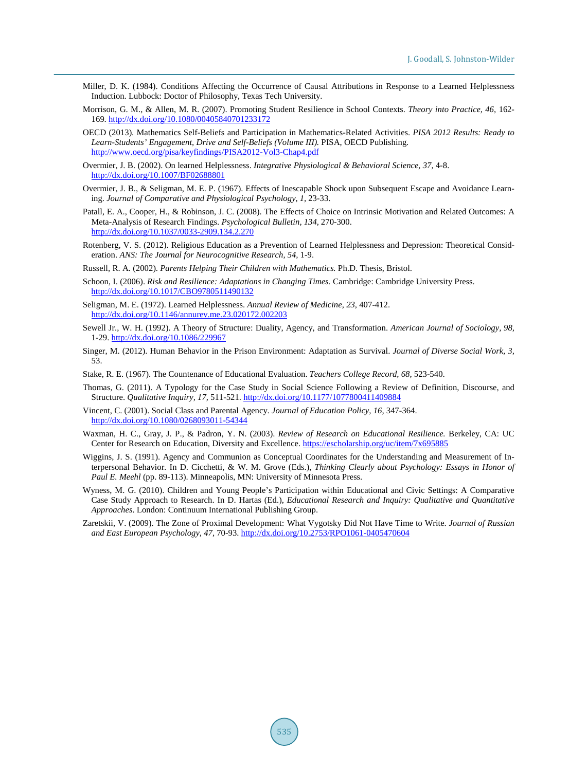Miller, D. K. (1984). Conditions Affecting the Occurrence of Causal Attributions in Response to a Learned Helplessness Induction. Lubbock: Doctor of Philosophy, Texas Tech University.

Morrison, G. M., & Allen, M. R. (2007). Promoting Student Resilience in School Contexts. *Theory into Practice, 46,* 162-169. http://dx.doi.org/10.1080/00405840701233172

OECD (2013). Mathematics Self-Beliefs and Participation in Mathematics-Related Activities. *PISA 2012 Results: Ready to Learn-Students' Engagement, Drive and Self-Beliefs (Volume III).* PISA, OECD Publishing. http://www.oecd.org/pisa/keyfindings/PISA2012-Vol3-Chap4.pdf

Overmier, J. B. (2002). On learned Helplessness. *Integrative Physiological & Behavioral Science, 37,* 4-8. http://dx.doi.org/10.1007/BF02688801

Overmier, J. B., & Seligman, M. E. P. (1967). Effects of Inescapable Shock upon Subsequent Escape and Avoidance Learning. *Journal of Comparative and Physiological Psychology, 1,* 23-33.

Patall, E. A., Cooper, H., & Robinson, J. C. (2008). The Effects of Choice on Intrinsic Motivation and Related Outcomes: A Meta-Analysis of Research Findings. *Psychological Bulletin, 134,* 270-300. http://dx.doi.org/10.1037/0033-2909.134.2.270

Rotenberg, V. S. (2012). Religious Education as a Prevention of Learned Helplessness and Depression: Theoretical Consideration. *ANS: The Journal for Neurocognitive Research, 54,* 1-9.

Russell, R. A. (2002). *Parents Helping Their Children with Mathematics.* Ph.D. Thesis, Bristol.

Schoon, I. (2006). *Risk and Resilience: Adaptations in Changing Times.* Cambridge: Cambridge University Press. http://dx.doi.org/10.1017/CBO9780511490132

Seligman, M. E. (1972). Learned Helplessness. *Annual Review of Medicine, 23,* 407-412. http://dx.doi.org/10.1146/annurev.me.23.020172.002203

Sewell Jr., W. H. (1992). A Theory of Structure: Duality, Agency, and Transformation. *American Journal of Sociology, 98,* 1-29. http://dx.doi.org/10.1086/229967

Singer, M. (2012). Human Behavior in the Prison Environment: Adaptation as Survival. *Journal of Diverse Social Work, 3,* 53.

Stake, R. E. (1967). The Countenance of Educational Evaluation. *Teachers College Record, 68,* 523-540.

Thomas, G. (2011). A Typology for the Case Study in Social Science Following a Review of Definition, Discourse, and Structure. *Qualitative Inquiry, 17,* 511-521. http://dx.doi.org/10.1177/1077800411409884

Vincent, C. (2001). Social Class and Parental Agency. *Journal of Education Policy, 16,* 347-364. http://dx.doi.org/10.1080/0268093011-54344

Waxman, H. C., Gray, J. P., & Padron, Y. N. (2003). *Review of Research on Educational Resilience.* Berkeley, CA: UC Center for Research on Education, Diversity and Excellence. https://escholarship.org/uc/item/7x695885

Wiggins, J. S. (1991). Agency and Communion as Conceptual Coordinates for the Understanding and Measurement of Interpersonal Behavior. In D. Cicchetti, & W. M. Grove (Eds.), *Thinking Clearly about Psychology: Essays in Honor of Paul E. Meehl* (pp. 89-113). Minneapolis, MN: University of Minnesota Press.

Wyness, M. G. (2010). Children and Young People's Participation within Educational and Civic Settings: A Comparative Case Study Approach to Research. In D. Hartas (Ed.), *Educational Research and Inquiry: Qualitative and Quantitative Approaches*. London: Continuum International Publishing Group.

Zaretskii, V. (2009). The Zone of Proximal Development: What Vygotsky Did Not Have Time to Write. *Journal of Russian and East European Psychology, 47,* 70-93. http://dx.doi.org/10.2753/RPO1061-0405470604